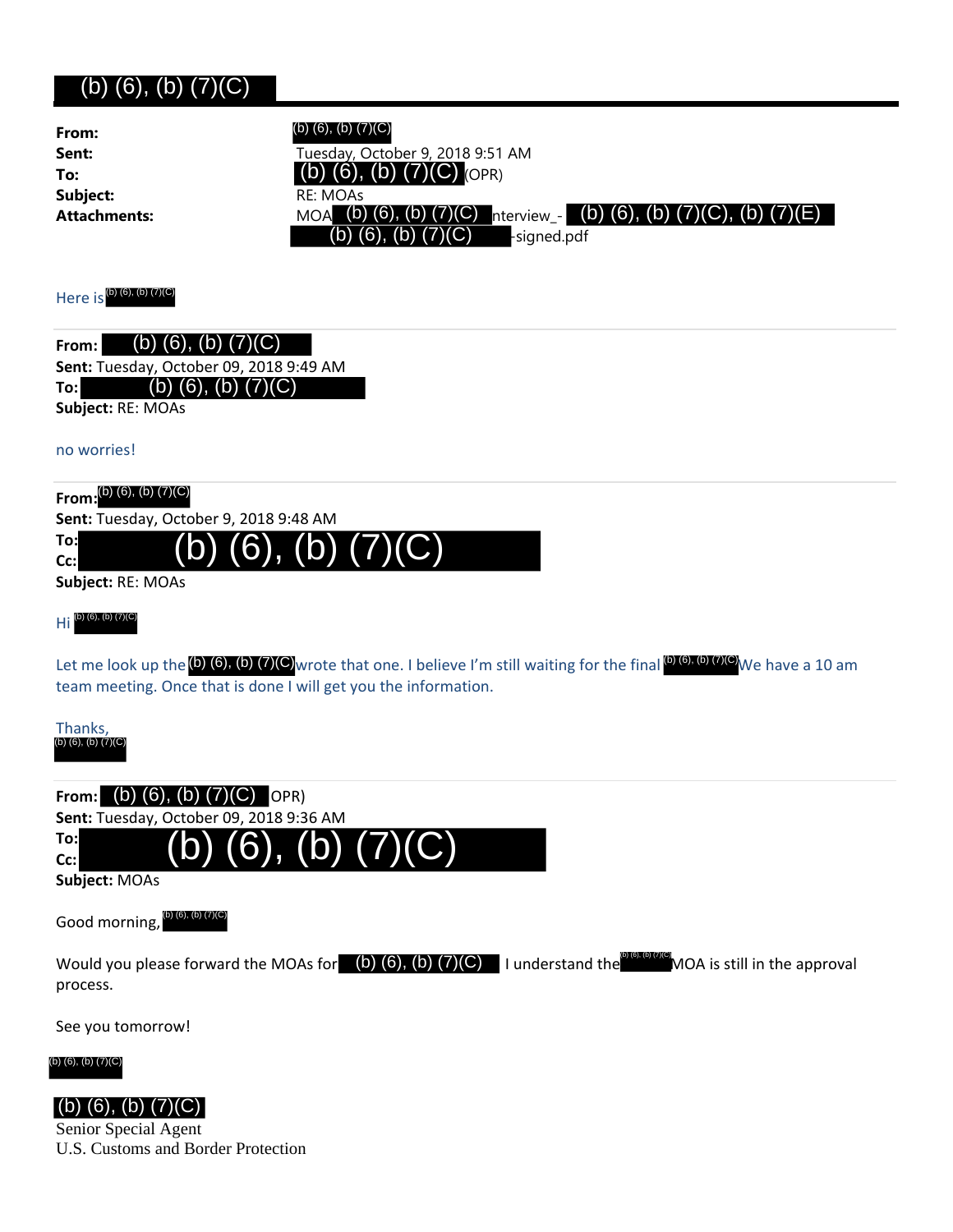(b) (6), (b) (7)(C)

**From:** (b) (6), (b) (7)(C)
**Sent:** Tuesday, October 9, 2018 9:51 AM
**To:** (b) (6), (b) (7)(C) (OPR)
**Subject:** RE: MOAs
**Attachments:** MOA (b) (6), (b) (7)(C) nterview_- (b) (6), (b) (7)(C), (b) (7)(E) (b) (6), (b) (7)(C) -signed.pdf

Here is (b) (6), (b) (7)(C)

---

**From:** (b) (6), (b) (7)(C)
**Sent:** Tuesday, October 09, 2018 9:49 AM
**To:** (b) (6), (b) (7)(C)
**Subject:** RE: MOAs

no worries!

---

**From:** (b) (6), (b) (7)(C)
**Sent:** Tuesday, October 9, 2018 9:48 AM
**To:** (b) (6), (b) (7)(C)
**Cc:**
**Subject:** RE: MOAs

Hi (b) (6), (b) (7)(C)

Let me look up the (b) (6), (b) (7)(C) wrote that one. I believe I'm still waiting for the final (b) (6), (b) (7)(C) We have a 10 am team meeting. Once that is done I will get you the information.

Thanks,
(b) (6), (b) (7)(C)

---

**From:** (b) (6), (b) (7)(C) OPR)
**Sent:** Tuesday, October 09, 2018 9:36 AM
**To:** (b) (6), (b) (7)(C)
**Cc:**
**Subject:** MOAs

Good morning, (b) (6), (b) (7)(C)

Would you please forward the MOAs for (b) (6), (b) (7)(C) I understand the (b) (6), (b) (7)(C) MOA is still in the approval process.

See you tomorrow!

(b) (6), (b) (7)(C)

(b) (6), (b) (7)(C)
Senior Special Agent
U.S. Customs and Border Protection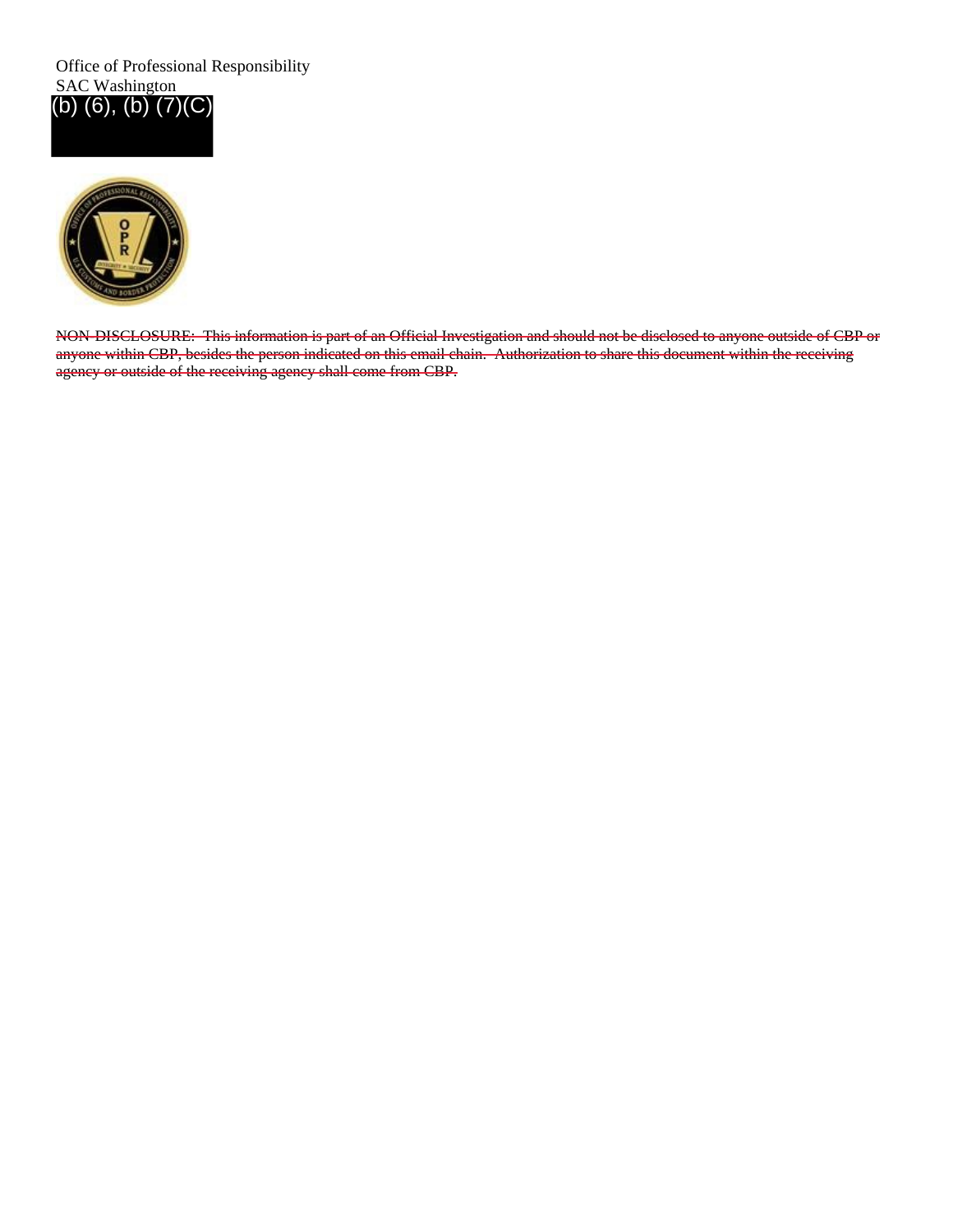Office of Professional Responsibility
SAC Washington
(b) (6), (b) (7)(C)

~~NON-DISCLOSURE: This information is part of an Official Investigation and should not be disclosed to anyone outside of CBP or anyone within CBP, besides the person indicated on this email chain. Authorization to share this document within the receiving agency or outside of the receiving agency shall come from CBP.~~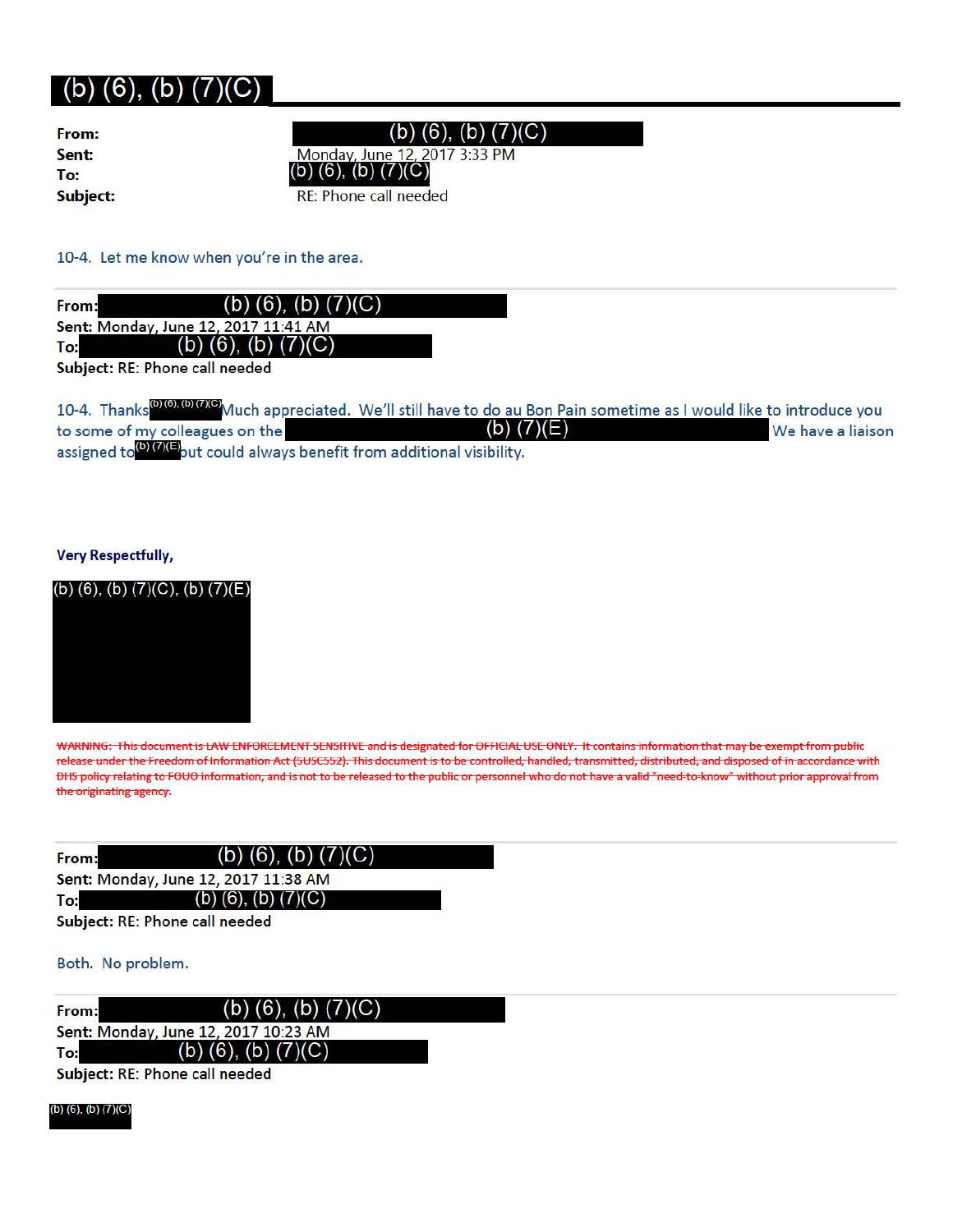## (b) (6), (b) (7)(C)

**From:** (b) (6), (b) (7)(C)
**Sent:** Monday, June 12, 2017 3:33 PM
**To:** (b) (6), (b) (7)(C)
**Subject:** RE: Phone call needed

10-4. Let me know when you're in the area.

---

**From:** (b) (6), (b) (7)(C)
**Sent:** Monday, June 12, 2017 11:41 AM
**To:** (b) (6), (b) (7)(C)
**Subject:** RE: Phone call needed

10-4. Thanks (b) (6), (b) (7)(C) Much appreciated. We'll still have to do au Bon Pain sometime as I would like to introduce you to some of my colleagues on the (b) (7)(E) We have a liaison assigned to (b) (7)(E) but could always benefit from additional visibility.

**Very Respectfully,**

(b) (6), (b) (7)(C), (b) (7)(E)

~~WARNING: This document is LAW ENFORCEMENT SENSITIVE and is designated for OFFICIAL USE ONLY. It contains information that may be exempt from public release under the Freedom of Information Act (5USC552). This document is to be controlled, handled, transmitted, distributed, and disposed of in accordance with DHS policy relating to FOUO information, and is not to be released to the public or personnel who do not have a valid "need-to-know" without prior approval from the originating agency.~~

---

**From:** (b) (6), (b) (7)(C)
**Sent:** Monday, June 12, 2017 11:38 AM
**To:** (b) (6), (b) (7)(C)
**Subject:** RE: Phone call needed

Both. No problem.

---

**From:** (b) (6), (b) (7)(C)
**Sent:** Monday, June 12, 2017 10:23 AM
**To:** (b) (6), (b) (7)(C)
**Subject:** RE: Phone call needed

(b) (6), (b) (7)(C)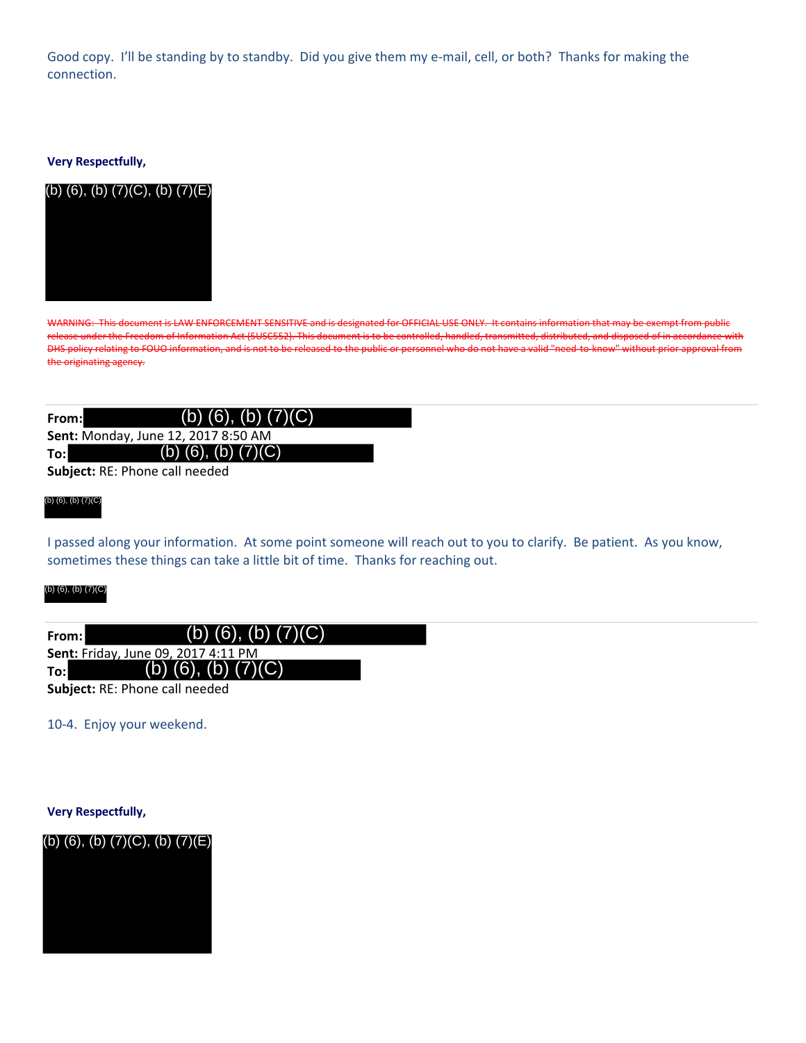Good copy. I'll be standing by to standby. Did you give them my e-mail, cell, or both? Thanks for making the connection.

**Very Respectfully,**

(b) (6), (b) (7)(C), (b) (7)(E)

~~WARNING: This document is LAW ENFORCEMENT SENSITIVE and is designated for OFFICIAL USE ONLY. It contains information that may be exempt from public release under the Freedom of Information Act (5USC552). This document is to be controlled, handled, transmitted, distributed, and disposed of in accordance with DHS policy relating to FOUO information, and is not to be released to the public or personnel who do not have a valid "need-to-know" without prior approval from the originating agency.~~

---

**From:** (b) (6), (b) (7)(C)
**Sent:** Monday, June 12, 2017 8:50 AM
**To:** (b) (6), (b) (7)(C)
**Subject:** RE: Phone call needed

(b) (6), (b) (7)(C)

I passed along your information. At some point someone will reach out to you to clarify. Be patient. As you know, sometimes these things can take a little bit of time. Thanks for reaching out.

(b) (6), (b) (7)(C)

---

**From:** (b) (6), (b) (7)(C)
**Sent:** Friday, June 09, 2017 4:11 PM
**To:** (b) (6), (b) (7)(C)
**Subject:** RE: Phone call needed

10-4. Enjoy your weekend.

**Very Respectfully,**

(b) (6), (b) (7)(C), (b) (7)(E)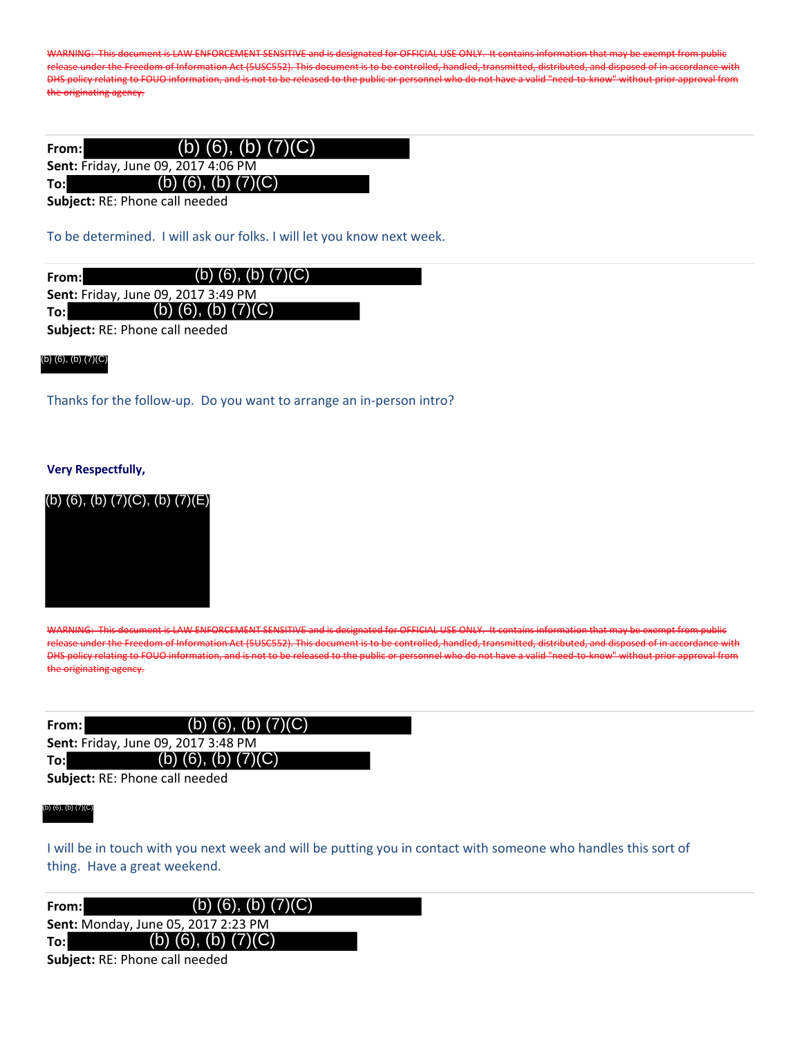~~WARNING: This document is LAW ENFORCEMENT SENSITIVE and is designated for OFFICIAL USE ONLY. It contains information that may be exempt from public release under the Freedom of Information Act (5USC552). This document is to be controlled, handled, transmitted, distributed, and disposed of in accordance with DHS policy relating to FOUO information, and is not to be released to the public or personnel who do not have a valid "need-to-know" without prior approval from the originating agency.~~

---

**From:** (b) (6), (b) (7)(C)
**Sent:** Friday, June 09, 2017 4:06 PM
**To:** (b) (6), (b) (7)(C)
**Subject:** RE: Phone call needed

To be determined. I will ask our folks. I will let you know next week.

---

**From:** (b) (6), (b) (7)(C)
**Sent:** Friday, June 09, 2017 3:49 PM
**To:** (b) (6), (b) (7)(C)
**Subject:** RE: Phone call needed

(b) (6), (b) (7)(C)

Thanks for the follow-up. Do you want to arrange an in-person intro?

**Very Respectfully,**

(b) (6), (b) (7)(C), (b) (7)(E)

~~WARNING: This document is LAW ENFORCEMENT SENSITIVE and is designated for OFFICIAL USE ONLY. It contains information that may be exempt from public release under the Freedom of Information Act (5USC552). This document is to be controlled, handled, transmitted, distributed, and disposed of in accordance with DHS policy relating to FOUO information, and is not to be released to the public or personnel who do not have a valid "need-to-know" without prior approval from the originating agency.~~

---

**From:** (b) (6), (b) (7)(C)
**Sent:** Friday, June 09, 2017 3:48 PM
**To:** (b) (6), (b) (7)(C)
**Subject:** RE: Phone call needed

(b) (6), (b) (7)(C)

I will be in touch with you next week and will be putting you in contact with someone who handles this sort of thing. Have a great weekend.

---

**From:** (b) (6), (b) (7)(C)
**Sent:** Monday, June 05, 2017 2:23 PM
**To:** (b) (6), (b) (7)(C)
**Subject:** RE: Phone call needed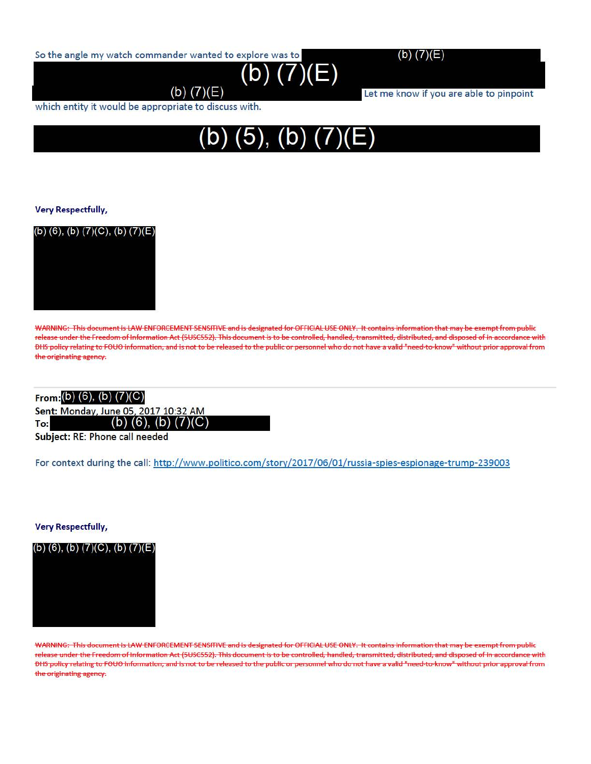So the angle my watch commander wanted to explore was to (b) (7)(E)

(b) (7)(E)

(b) (7)(E) Let me know if you are able to pinpoint which entity it would be appropriate to discuss with.

(b) (5), (b) (7)(E)

**Very Respectfully,**

(b) (6), (b) (7)(C), (b) (7)(E)

~~WARNING: This document is LAW ENFORCEMENT SENSITIVE and is designated for OFFICIAL USE ONLY. It contains information that may be exempt from public release under the Freedom of Information Act (5USC552). This document is to be controlled, handled, transmitted, distributed, and disposed of in accordance with DHS policy relating to FOUO information, and is not to be released to the public or personnel who do not have a valid "need-to-know" without prior approval from the originating agency.~~

---

**From:** (b) (6), (b) (7)(C)
**Sent:** Monday, June 05, 2017 10:32 AM
**To:** (b) (6), (b) (7)(C)
**Subject:** RE: Phone call needed

For context during the call: http://www.politico.com/story/2017/06/01/russia-spies-espionage-trump-239003

**Very Respectfully,**

(b) (6), (b) (7)(C), (b) (7)(E)

~~WARNING: This document is LAW ENFORCEMENT SENSITIVE and is designated for OFFICIAL USE ONLY. It contains information that may be exempt from public release under the Freedom of Information Act (5USC552). This document is to be controlled, handled, transmitted, distributed, and disposed of in accordance with DHS policy relating to FOUO information, and is not to be released to the public or personnel who do not have a valid "need-to-know" without prior approval from the originating agency.~~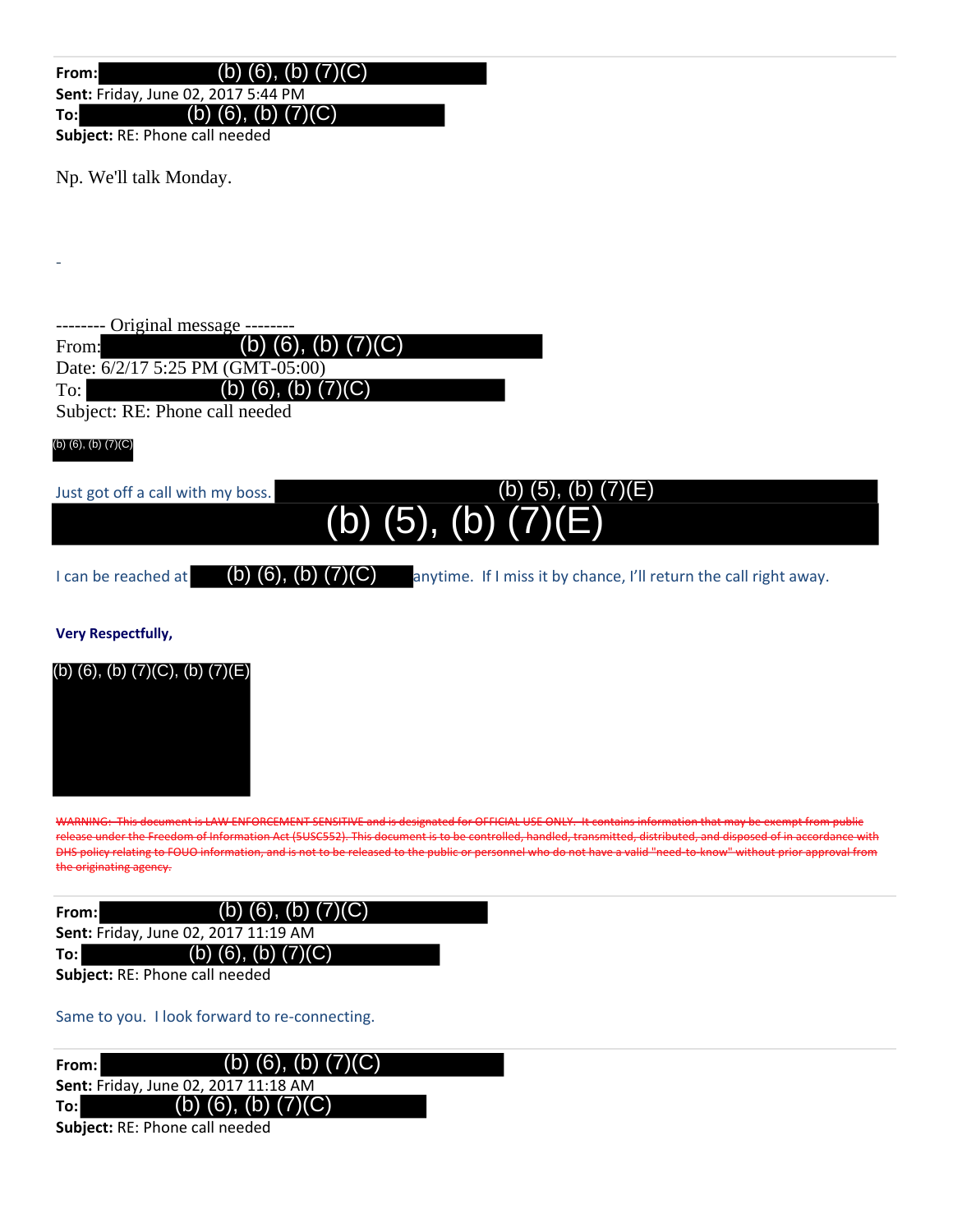**From:** (b) (6), (b) (7)(C)
**Sent:** Friday, June 02, 2017 5:44 PM
**To:** (b) (6), (b) (7)(C)
**Subject:** RE: Phone call needed

Np. We'll talk Monday.

-

-------- Original message --------
From: (b) (6), (b) (7)(C)
Date: 6/2/17 5:25 PM (GMT-05:00)
To: (b) (6), (b) (7)(C)
Subject: RE: Phone call needed

(b) (6), (b) (7)(C)

Just got off a call with my boss. (b) (5), (b) (7)(E)
(b) (5), (b) (7)(E)

I can be reached at (b) (6), (b) (7)(C) anytime. If I miss it by chance, I'll return the call right away.

**Very Respectfully,**

(b) (6), (b) (7)(C), (b) (7)(E)

~~WARNING: This document is LAW ENFORCEMENT SENSITIVE and is designated for OFFICIAL USE ONLY. It contains information that may be exempt from public release under the Freedom of Information Act (5USC552). This document is to be controlled, handled, transmitted, distributed, and disposed of in accordance with DHS policy relating to FOUO information, and is not to be released to the public or personnel who do not have a valid "need-to-know" without prior approval from the originating agency.~~

**From:** (b) (6), (b) (7)(C)
**Sent:** Friday, June 02, 2017 11:19 AM
**To:** (b) (6), (b) (7)(C)
**Subject:** RE: Phone call needed

Same to you. I look forward to re-connecting.

**From:** (b) (6), (b) (7)(C)
**Sent:** Friday, June 02, 2017 11:18 AM
**To:** (b) (6), (b) (7)(C)
**Subject:** RE: Phone call needed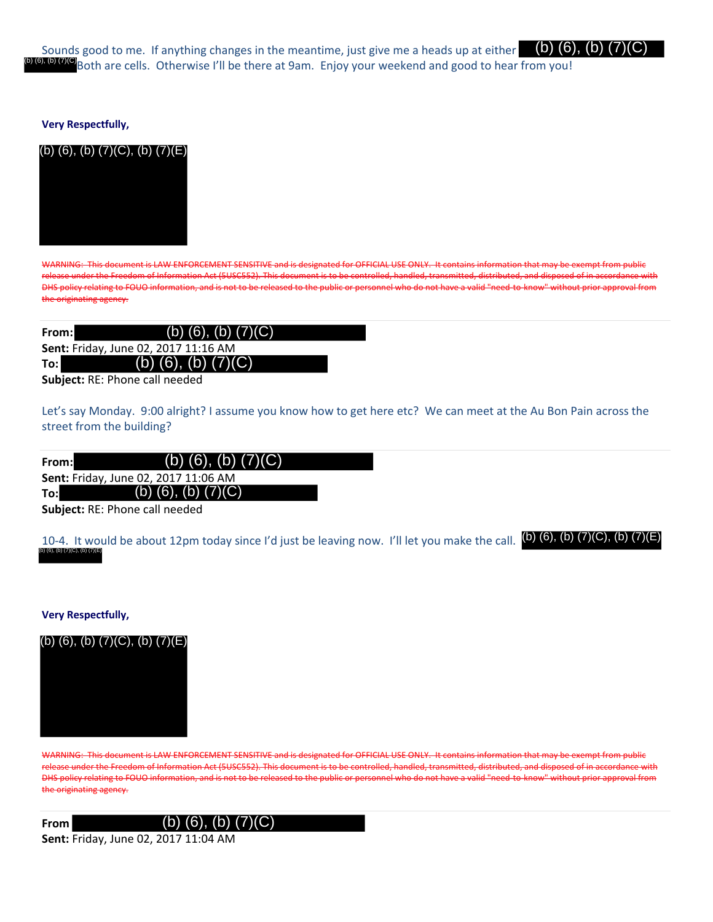Sounds good to me. If anything changes in the meantime, just give me a heads up at either (b) (6), (b) (7)(C) (b) (6), (b) (7)(C) Both are cells. Otherwise I'll be there at 9am. Enjoy your weekend and good to hear from you!

**Very Respectfully,**

(b) (6), (b) (7)(C), (b) (7)(E)

~~WARNING: This document is LAW ENFORCEMENT SENSITIVE and is designated for OFFICIAL USE ONLY. It contains information that may be exempt from public release under the Freedom of Information Act (5USC552). This document is to be controlled, handled, transmitted, distributed, and disposed of in accordance with DHS policy relating to FOUO information, and is not to be released to the public or personnel who do not have a valid "need-to-know" without prior approval from the originating agency.~~

**From:** (b) (6), (b) (7)(C)
**Sent:** Friday, June 02, 2017 11:16 AM
**To:** (b) (6), (b) (7)(C)
**Subject:** RE: Phone call needed

Let's say Monday. 9:00 alright? I assume you know how to get here etc? We can meet at the Au Bon Pain across the street from the building?

**From:** (b) (6), (b) (7)(C)
**Sent:** Friday, June 02, 2017 11:06 AM
**To:** (b) (6), (b) (7)(C)
**Subject:** RE: Phone call needed

10-4. It would be about 12pm today since I'd just be leaving now. I'll let you make the call. (b) (6), (b) (7)(C), (b) (7)(E) (b) (6), (b) (7)(C), (b) (7)(E)

**Very Respectfully,**

(b) (6), (b) (7)(C), (b) (7)(E)

~~WARNING: This document is LAW ENFORCEMENT SENSITIVE and is designated for OFFICIAL USE ONLY. It contains information that may be exempt from public release under the Freedom of Information Act (5USC552). This document is to be controlled, handled, transmitted, distributed, and disposed of in accordance with DHS policy relating to FOUO information, and is not to be released to the public or personnel who do not have a valid "need-to-know" without prior approval from the originating agency.~~

**From** (b) (6), (b) (7)(C)
**Sent:** Friday, June 02, 2017 11:04 AM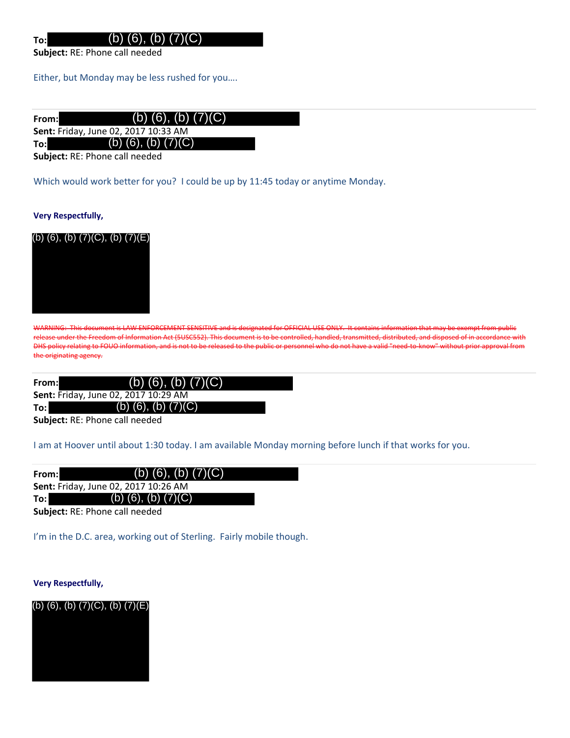**To:** (b) (6), (b) (7)(C)
**Subject:** RE: Phone call needed

Either, but Monday may be less rushed for you….

---

**From:** (b) (6), (b) (7)(C)
**Sent:** Friday, June 02, 2017 10:33 AM
**To:** (b) (6), (b) (7)(C)
**Subject:** RE: Phone call needed

Which would work better for you? I could be up by 11:45 today or anytime Monday.

**Very Respectfully,**

(b) (6), (b) (7)(C), (b) (7)(E)

~~WARNING: This document is LAW ENFORCEMENT SENSITIVE and is designated for OFFICIAL USE ONLY. It contains information that may be exempt from public release under the Freedom of Information Act (5USC552). This document is to be controlled, handled, transmitted, distributed, and disposed of in accordance with DHS policy relating to FOUO information, and is not to be released to the public or personnel who do not have a valid "need-to-know" without prior approval from the originating agency.~~

---

**From:** (b) (6), (b) (7)(C)
**Sent:** Friday, June 02, 2017 10:29 AM
**To:** (b) (6), (b) (7)(C)
**Subject:** RE: Phone call needed

I am at Hoover until about 1:30 today. I am available Monday morning before lunch if that works for you.

---

**From:** (b) (6), (b) (7)(C)
**Sent:** Friday, June 02, 2017 10:26 AM
**To:** (b) (6), (b) (7)(C)
**Subject:** RE: Phone call needed

I'm in the D.C. area, working out of Sterling. Fairly mobile though.

**Very Respectfully,**

(b) (6), (b) (7)(C), (b) (7)(E)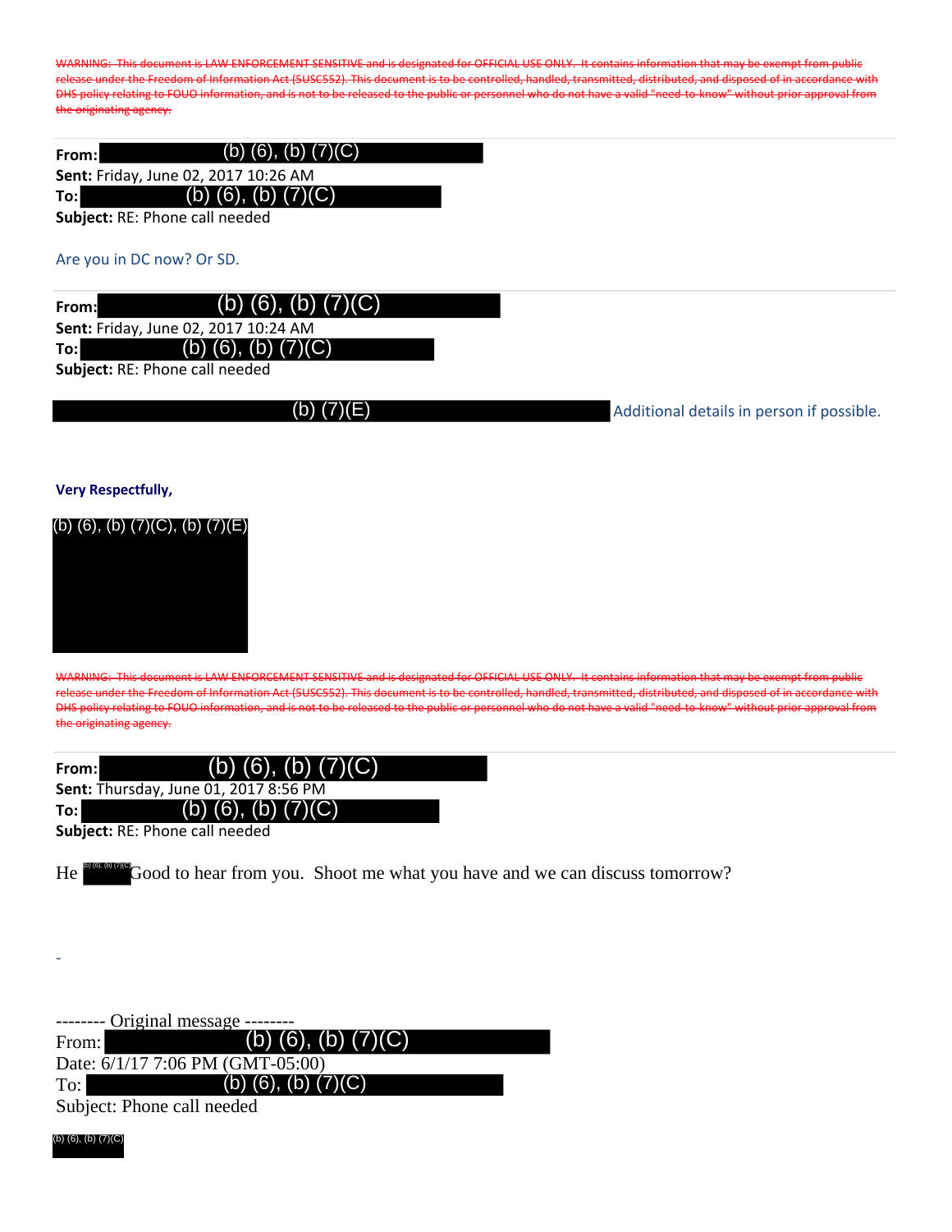~~WARNING: This document is LAW ENFORCEMENT SENSITIVE and is designated for OFFICIAL USE ONLY. It contains information that may be exempt from public release under the Freedom of Information Act (5USC552). This document is to be controlled, handled, transmitted, distributed, and disposed of in accordance with DHS policy relating to FOUO information, and is not to be released to the public or personnel who do not have a valid "need-to-know" without prior approval from the originating agency.~~

**From:** (b) (6), (b) (7)(C)
**Sent:** Friday, June 02, 2017 10:26 AM
**To:** (b) (6), (b) (7)(C)
**Subject:** RE: Phone call needed

Are you in DC now? Or SD.

**From:** (b) (6), (b) (7)(C)
**Sent:** Friday, June 02, 2017 10:24 AM
**To:** (b) (6), (b) (7)(C)
**Subject:** RE: Phone call needed

(b) (7)(E) Additional details in person if possible.

**Very Respectfully,**

(b) (6), (b) (7)(C), (b) (7)(E)

~~WARNING: This document is LAW ENFORCEMENT SENSITIVE and is designated for OFFICIAL USE ONLY. It contains information that may be exempt from public release under the Freedom of Information Act (5USC552). This document is to be controlled, handled, transmitted, distributed, and disposed of in accordance with DHS policy relating to FOUO information, and is not to be released to the public or personnel who do not have a valid "need-to-know" without prior approval from the originating agency.~~

**From:** (b) (6), (b) (7)(C)
**Sent:** Thursday, June 01, 2017 8:56 PM
**To:** (b) (6), (b) (7)(C)
**Subject:** RE: Phone call needed

He (b) (6), (b) (7)(C) Good to hear from you. Shoot me what you have and we can discuss tomorrow?

-

-------- Original message --------
From: (b) (6), (b) (7)(C)
Date: 6/1/17 7:06 PM (GMT-05:00)
To: (b) (6), (b) (7)(C)
Subject: Phone call needed

(b) (6), (b) (7)(C)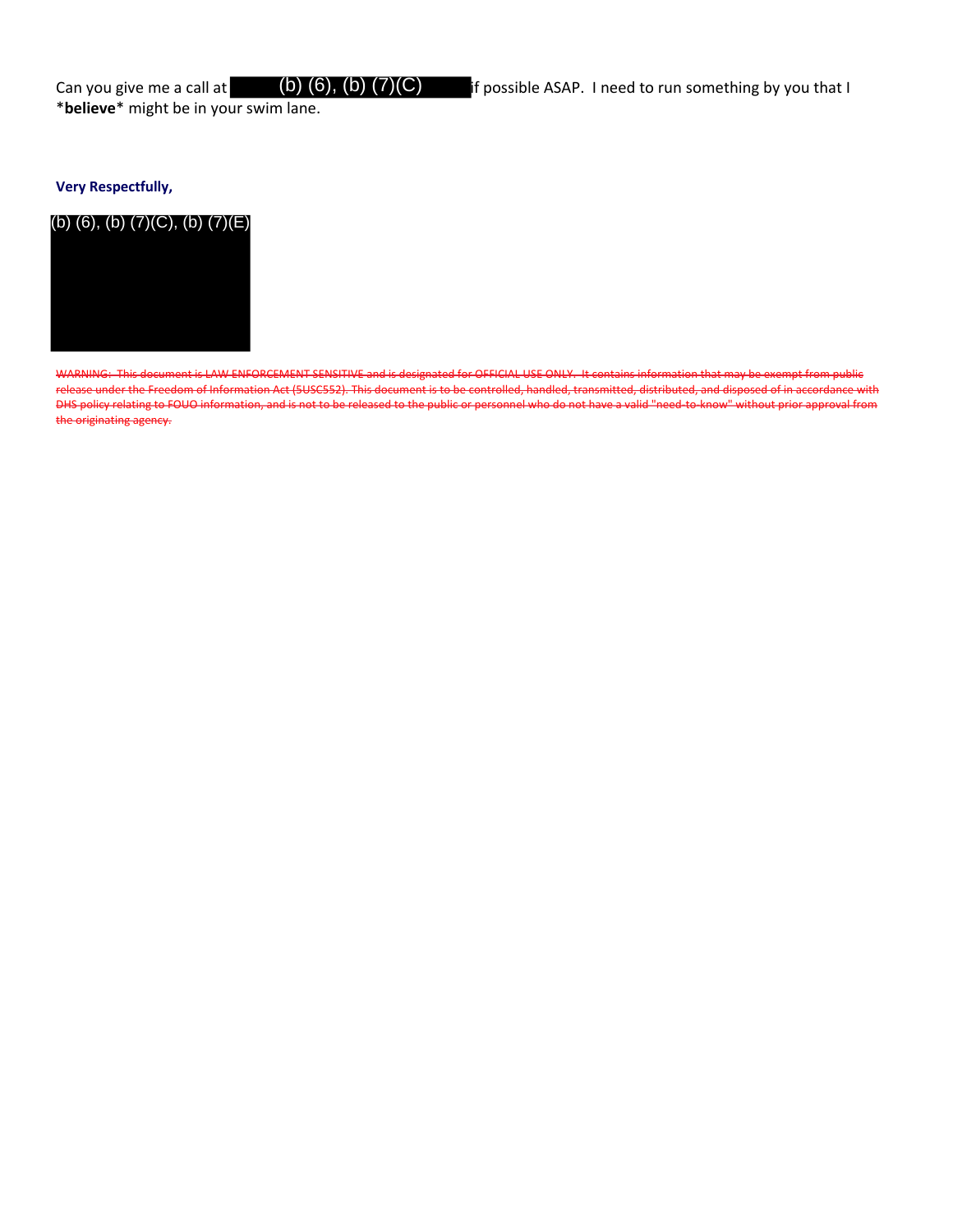Can you give me a call at (b) (6), (b) (7)(C) if possible ASAP. I need to run something by you that I ***believe*** might be in your swim lane.

**Very Respectfully,**

(b) (6), (b) (7)(C), (b) (7)(E)

~~WARNING: This document is LAW ENFORCEMENT SENSITIVE and is designated for OFFICIAL USE ONLY. It contains information that may be exempt from public release under the Freedom of Information Act (5USC552). This document is to be controlled, handled, transmitted, distributed, and disposed of in accordance with DHS policy relating to FOUO information, and is not to be released to the public or personnel who do not have a valid "need-to-know" without prior approval from the originating agency.~~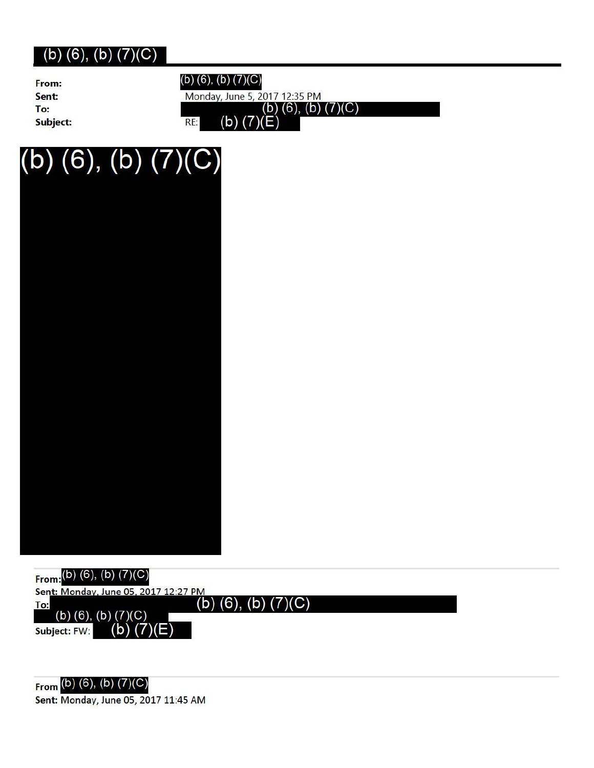**(b) (6), (b) (7)(C)**

---

**From:** (b) (6), (b) (7)(C)
**Sent:** Monday, June 5, 2017 12:35 PM
**To:** (b) (6), (b) (7)(C)
**Subject:** RE: (b) (7)(E)

(b) (6), (b) (7)(C)

---

**From:** (b) (6), (b) (7)(C)
**Sent:** Monday, June 05, 2017 12:27 PM
**To:** (b) (6), (b) (7)(C)
(b) (6), (b) (7)(C)
**Subject:** FW: (b) (7)(E)

---

**From** (b) (6), (b) (7)(C)
**Sent:** Monday, June 05, 2017 11:45 AM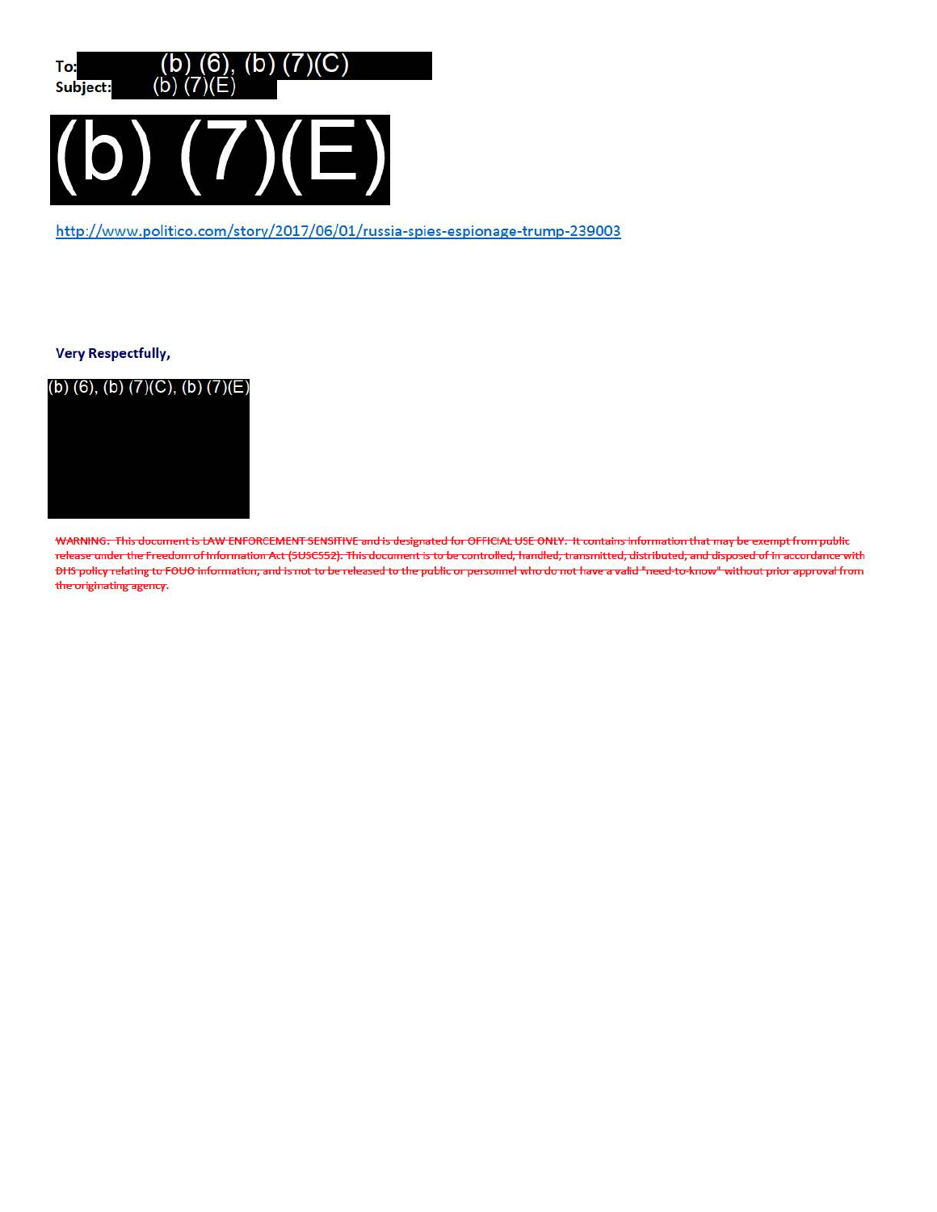**To:** (b) (6), (b) (7)(C)
**Subject:** (b) (7)(E)

(b) (7)(E)

http://www.politico.com/story/2017/06/01/russia-spies-espionage-trump-239003

**Very Respectfully,**

(b) (6), (b) (7)(C), (b) (7)(E)

~~WARNING: This document is LAW ENFORCEMENT SENSITIVE and is designated for OFFICIAL USE ONLY. It contains information that may be exempt from public release under the Freedom of Information Act (5USC552). This document is to be controlled, handled, transmitted, distributed, and disposed of in accordance with DHS policy relating to FOUO information, and is not to be released to the public or personnel who do not have a valid "need-to-know" without prior approval from the originating agency.~~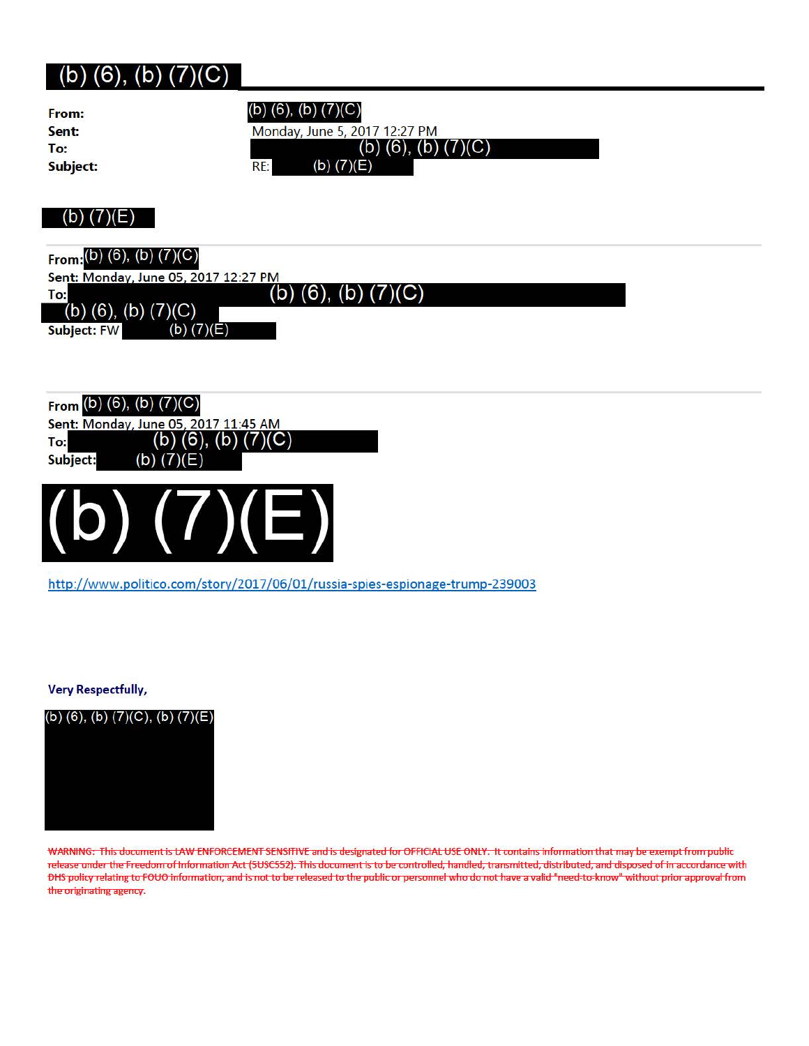**(b) (6), (b) (7)(C)**

**From:** (b) (6), (b) (7)(C)
**Sent:** Monday, June 5, 2017 12:27 PM
**To:** (b) (6), (b) (7)(C)
**Subject:** RE: (b) (7)(E)

(b) (7)(E)

---

**From:** (b) (6), (b) (7)(C)
**Sent:** Monday, June 05, 2017 12:27 PM
**To:** (b) (6), (b) (7)(C)
(b) (6), (b) (7)(C)
**Subject:** FW (b) (7)(E)

---

**From** (b) (6), (b) (7)(C)
**Sent:** Monday, June 05, 2017 11:45 AM
**To:** (b) (6), (b) (7)(C)
**Subject:** (b) (7)(E)

(b) (7)(E)

http://www.politico.com/story/2017/06/01/russia-spies-espionage-trump-239003

**Very Respectfully,**

(b) (6), (b) (7)(C), (b) (7)(E)

~~WARNING: This document is LAW ENFORCEMENT SENSITIVE and is designated for OFFICIAL USE ONLY. It contains information that may be exempt from public release under the Freedom of Information Act (5USC552). This document is to be controlled, handled, transmitted, distributed, and disposed of in accordance with DHS policy relating to FOUO information, and is not to be released to the public or personnel who do not have a valid "need-to-know" without prior approval from the originating agency.~~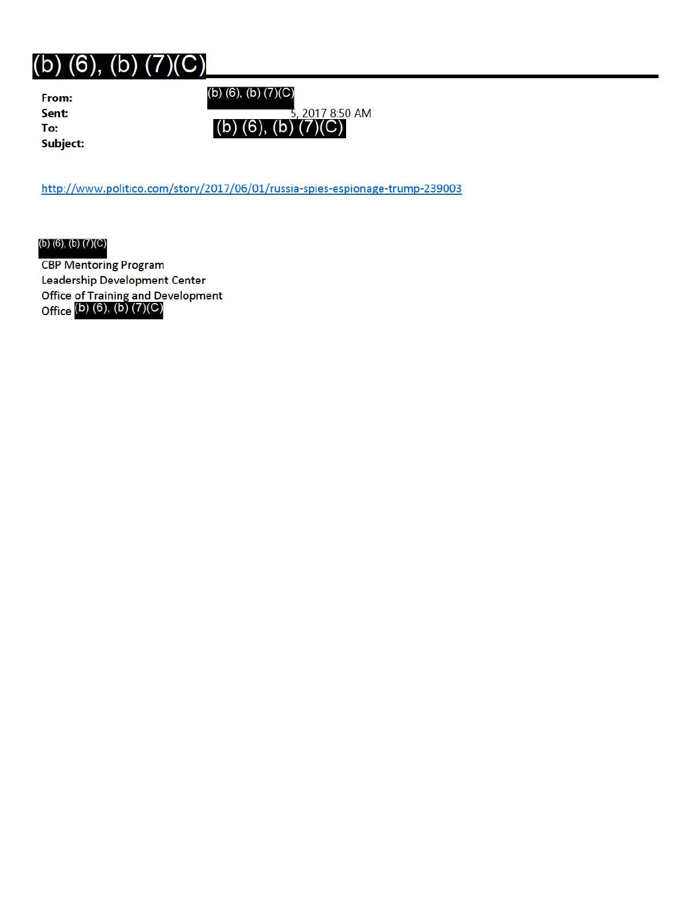# (b) (6), (b) (7)(C)

**From:** (b) (6), (b) (7)(C)
**Sent:** 5, 2017 8:50 AM
**To:** (b) (6), (b) (7)(C)
**Subject:**

http://www.politico.com/story/2017/06/01/russia-spies-espionage-trump-239003

(b) (6), (b) (7)(C)
CBP Mentoring Program
Leadership Development Center
Office of Training and Development
Office (b) (6), (b) (7)(C)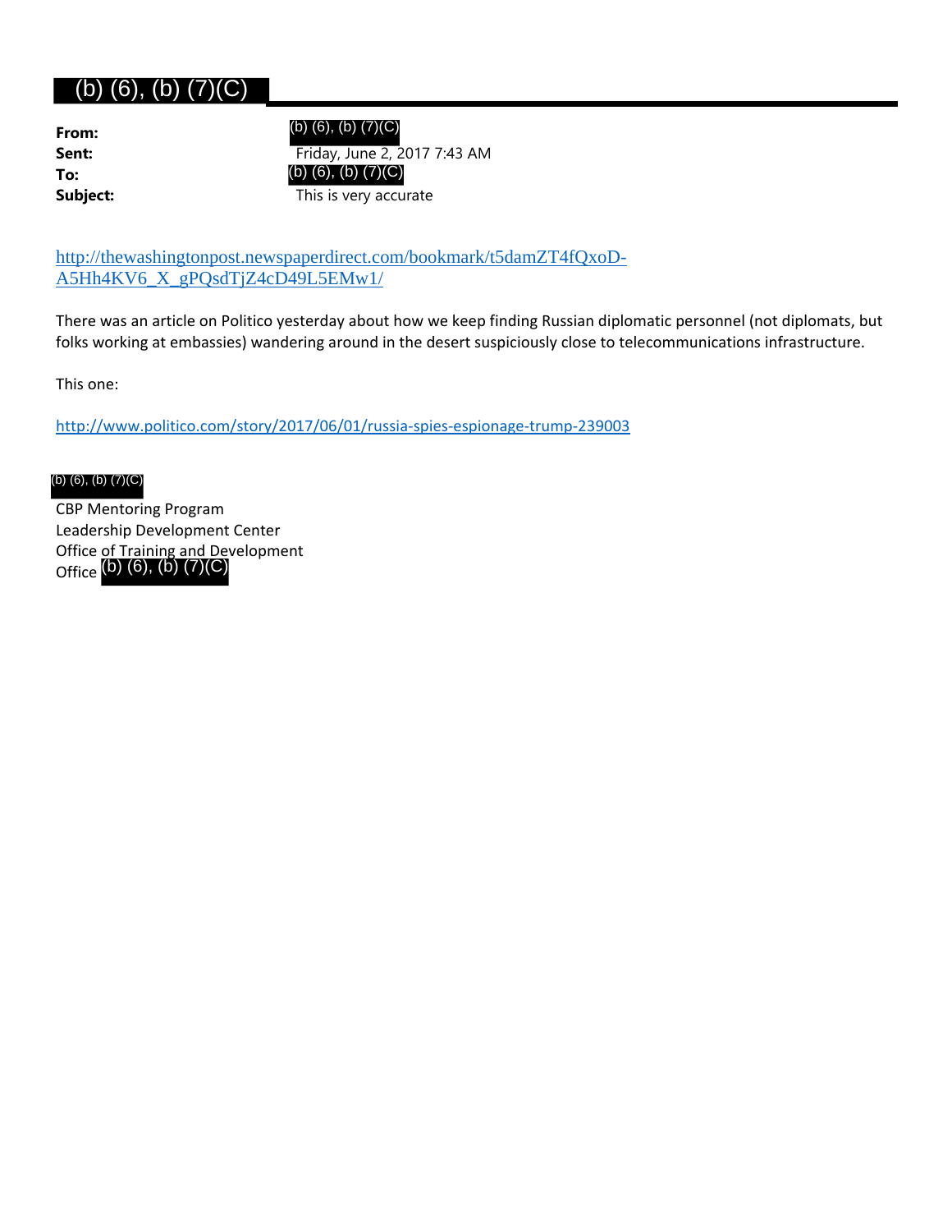## (b) (6), (b) (7)(C)

**From:** (b) (6), (b) (7)(C)
**Sent:** Friday, June 2, 2017 7:43 AM
**To:** (b) (6), (b) (7)(C)
**Subject:** This is very accurate

http://thewashingtonpost.newspaperdirect.com/bookmark/t5damZT4fQxoD-A5Hh4KV6_X_gPQsdTjZ4cD49L5EMw1/

There was an article on Politico yesterday about how we keep finding Russian diplomatic personnel (not diplomats, but folks working at embassies) wandering around in the desert suspiciously close to telecommunications infrastructure.

This one:

http://www.politico.com/story/2017/06/01/russia-spies-espionage-trump-239003

(b) (6), (b) (7)(C)
CBP Mentoring Program
Leadership Development Center
Office of Training and Development
Office (b) (6), (b) (7)(C)